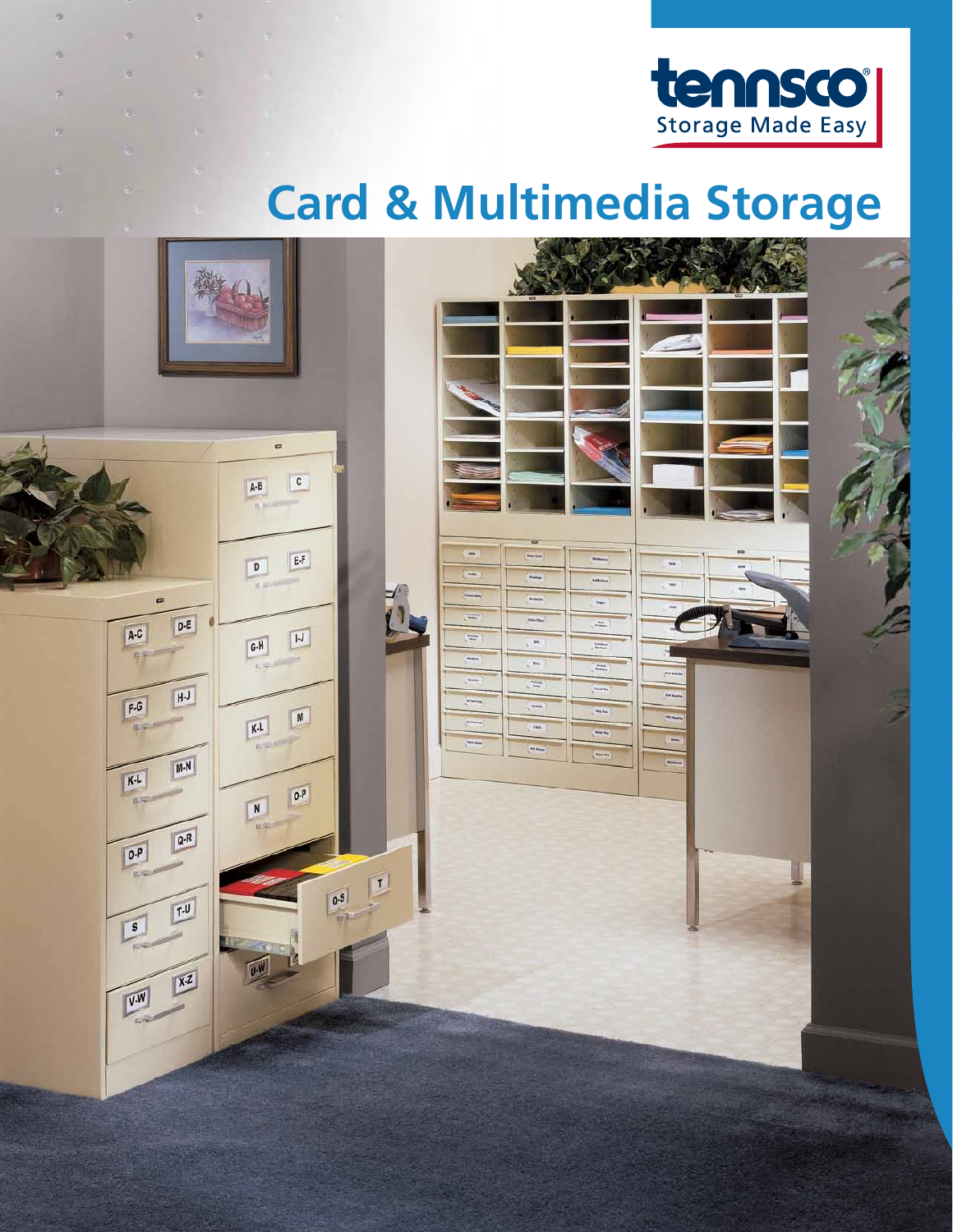tennsco®
Storage Made Easy

# Card & Multimedia Storage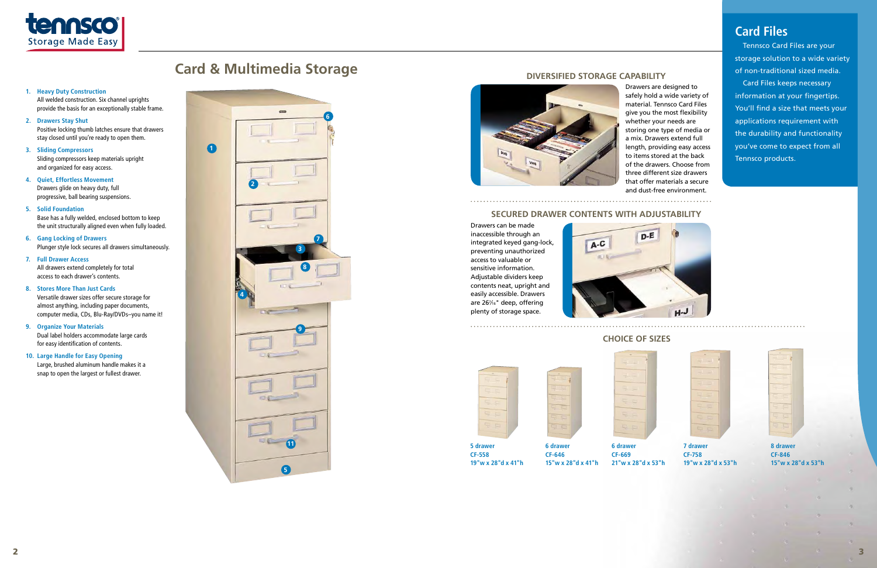tennsco
Storage Made Easy

# Card & Multimedia Storage

1. **Heavy Duty Construction**
   All welded construction. Six channel uprights provide the basis for an exceptionally stable frame.
2. **Drawers Stay Shut**
   Positive locking thumb latches ensure that drawers stay closed until you're ready to open them.
3. **Sliding Compressors**
   Sliding compressors keep materials upright and organized for easy access.
4. **Quiet, Effortless Movement**
   Drawers glide on heavy duty, full progressive, ball bearing suspensions.
5. **Solid Foundation**
   Base has a fully welded, enclosed bottom to keep the unit structurally aligned even when fully loaded.
6. **Gang Locking of Drawers**
   Plunger style lock secures all drawers simultaneously.
7. **Full Drawer Access**
   All drawers extend completely for total access to each drawer's contents.
8. **Stores More Than Just Cards**
   Versatile drawer sizes offer secure storage for almost anything, including paper documents, computer media, CDs, Blu-Ray/DVDs–you name it!
9. **Organize Your Materials**
   Dual label holders accommodate large cards for easy identification of contents.
10. **Large Handle for Easy Opening**
    Large, brushed aluminum handle makes it a snap to open the largest or fullest drawer.

## DIVERSIFIED STORAGE CAPABILITY

Drawers are designed to safely hold a wide variety of material. Tennsco Card Files give you the most flexibility whether your needs are storing one type of media or a mix. Drawers extend full length, providing easy access to items stored at the back of the drawers. Choose from three different size drawers that offer materials a secure and dust-free environment.

## SECURED DRAWER CONTENTS WITH ADJUSTABILITY

Drawers can be made inaccessible through an integrated keyed gang-lock, preventing unauthorized access to valuable or sensitive information. Adjustable dividers keep contents neat, upright and easily accessible. Drawers are 26¹⁄₁₆" deep, offering plenty of storage space.

## CHOICE OF SIZES

| Drawers | Model | Dimensions |
|---|---|---|
| 5 drawer | CF-558 | 19"w x 28"d x 41"h |
| 6 drawer | CF-646 | 15"w x 28"d x 41"h |
| 6 drawer | CF-669 | 21"w x 28"d x 53"h |
| 7 drawer | CF-758 | 19"w x 28"d x 53"h |
| 8 drawer | CF-846 | 15"w x 28"d x 53"h |

## Card Files

Tennsco Card Files are your storage solution to a wide variety of non-traditional sized media.

Card Files keeps necessary information at your fingertips. You'll find a size that meets your applications requirement with the durability and functionality you've come to expect from all Tennsco products.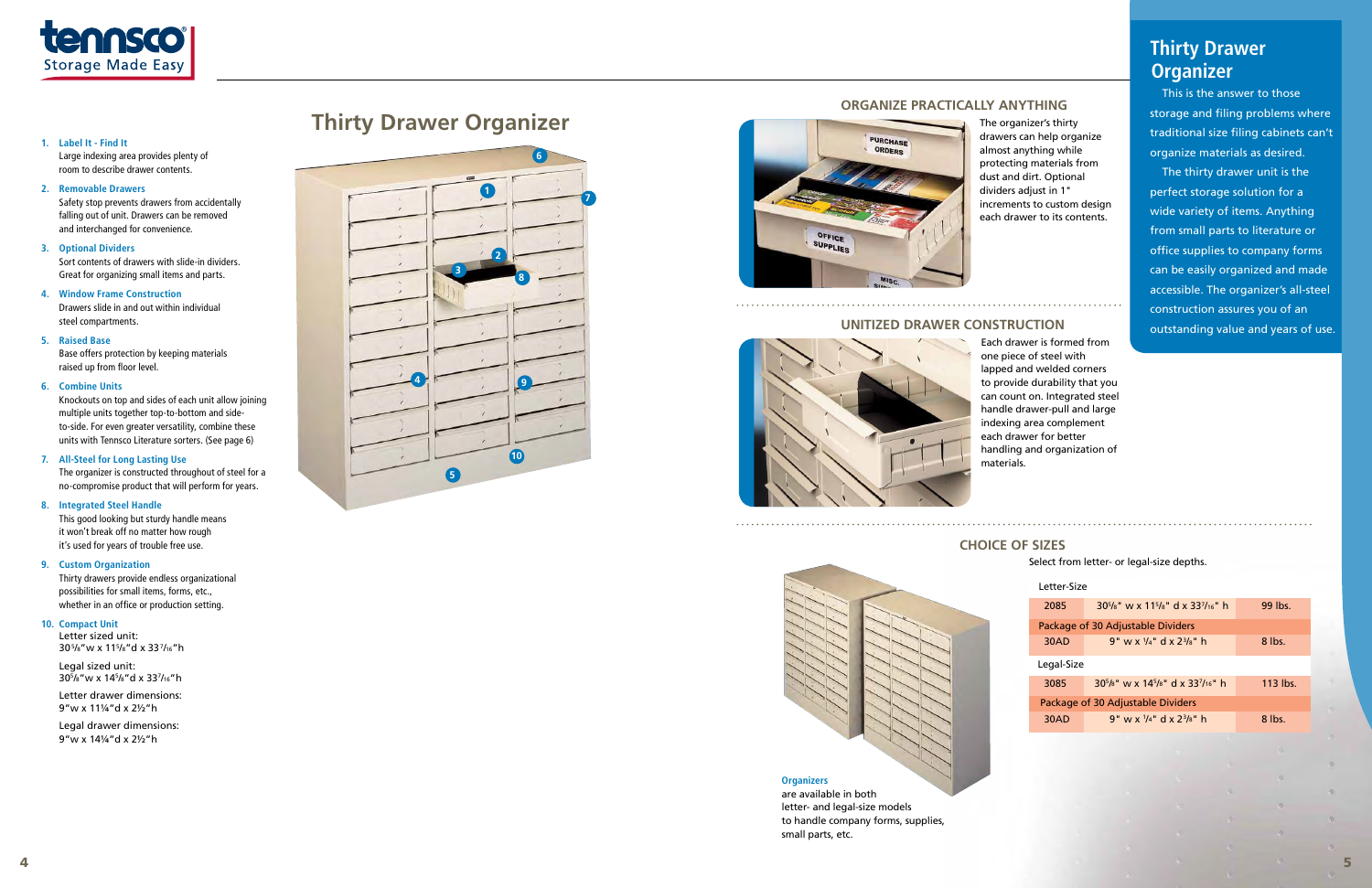# Thirty Drawer Organizer

1. **Label It - Find It**
   Large indexing area provides plenty of room to describe drawer contents.
2. **Removable Drawers**
   Safety stop prevents drawers from accidentally falling out of unit. Drawers can be removed and interchanged for convenience.
3. **Optional Dividers**
   Sort contents of drawers with slide-in dividers. Great for organizing small items and parts.
4. **Window Frame Construction**
   Drawers slide in and out within individual steel compartments.
5. **Raised Base**
   Base offers protection by keeping materials raised up from floor level.
6. **Combine Units**
   Knockouts on top and sides of each unit allow joining multiple units together top-to-bottom and side-to-side. For even greater versatility, combine these units with Tennsco Literature sorters. (See page 6)
7. **All-Steel for Long Lasting Use**
   The organizer is constructed throughout of steel for a no-compromise product that will perform for years.
8. **Integrated Steel Handle**
   This good looking but sturdy handle means it won't break off no matter how rough it's used for years of trouble free use.
9. **Custom Organization**
   Thirty drawers provide endless organizational possibilities for small items, forms, etc., whether in an office or production setting.
10. **Compact Unit**
    Letter sized unit:
    30⅝"w x 11⅝"d x 33⁷⁄₁₆"h

    Legal sized unit:
    30⅝"w x 14⅝"d x 33⁷⁄₁₆"h

    Letter drawer dimensions:
    9"w x 11¼"d x 2½"h

    Legal drawer dimensions:
    9"w x 14¼"d x 2½"h

## ORGANIZE PRACTICALLY ANYTHING

The organizer's thirty drawers can help organize almost anything while protecting materials from dust and dirt. Optional dividers adjust in 1" increments to custom design each drawer to its contents.

## UNITIZED DRAWER CONSTRUCTION

Each drawer is formed from one piece of steel with lapped and welded corners to provide durability that you can count on. Integrated steel handle drawer-pull and large indexing area complement each drawer for better handling and organization of materials.

## CHOICE OF SIZES

Select from letter- or legal-size depths.

| Letter-Size | | |
|---|---|---|
| 2085 | 30⅝" w x 11⅝" d x 33⁷⁄₁₆" h | 99 lbs. |
| Package of 30 Adjustable Dividers | | |
| 30AD | 9" w x ¼" d x 2⅜" h | 8 lbs. |
| **Legal-Size** | | |
| 3085 | 30⅝" w x 14⅝" d x 33⁷⁄₁₆" h | 113 lbs. |
| Package of 30 Adjustable Dividers | | |
| 30AD | 9" w x ¼" d x 2⅜" h | 8 lbs. |

**Organizers** are available in both letter- and legal-size models to handle company forms, supplies, small parts, etc.

## Thirty Drawer Organizer

This is the answer to those storage and filing problems where traditional size filing cabinets can't organize materials as desired.

The thirty drawer unit is the perfect storage solution for a wide variety of items. Anything from small parts to literature or office supplies to company forms can be easily organized and made accessible. The organizer's all-steel construction assures you of an outstanding value and years of use.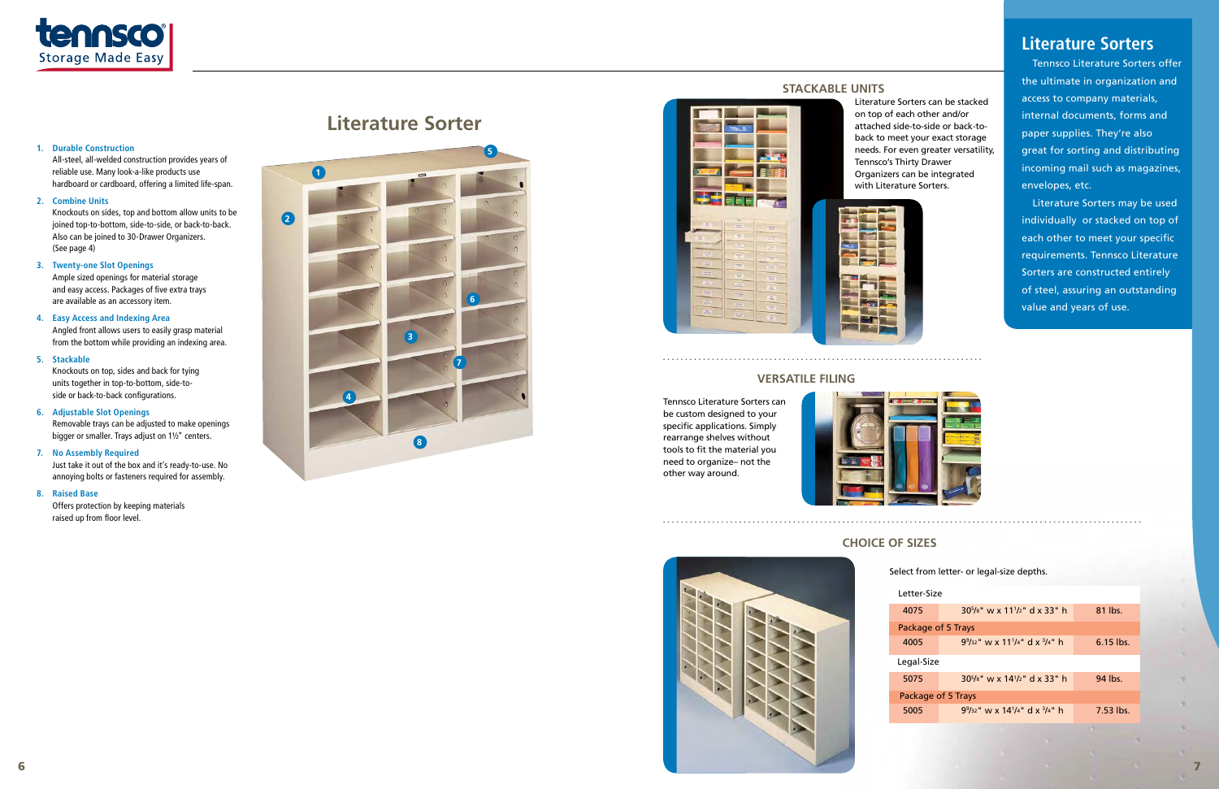# Literature Sorter

1. **Durable Construction**
   All-steel, all-welded construction provides years of reliable use. Many look-a-like products use hardboard or cardboard, offering a limited life-span.
2. **Combine Units**
   Knockouts on sides, top and bottom allow units to be joined top-to-bottom, side-to-side, or back-to-back. Also can be joined to 30-Drawer Organizers. (See page 4)
3. **Twenty-one Slot Openings**
   Ample sized openings for material storage and easy access. Packages of five extra trays are available as an accessory item.
4. **Easy Access and Indexing Area**
   Angled front allows users to easily grasp material from the bottom while providing an indexing area.
5. **Stackable**
   Knockouts on top, sides and back for tying units together in top-to-bottom, side-to-side or back-to-back configurations.
6. **Adjustable Slot Openings**
   Removable trays can be adjusted to make openings bigger or smaller. Trays adjust on 1½" centers.
7. **No Assembly Required**
   Just take it out of the box and it's ready-to-use. No annoying bolts or fasteners required for assembly.
8. **Raised Base**
   Offers protection by keeping materials raised up from floor level.

## Literature Sorters

Tennsco Literature Sorters offer the ultimate in organization and access to company materials, internal documents, forms and paper supplies. They're also great for sorting and distributing incoming mail such as magazines, envelopes, etc.

Literature Sorters may be used individually or stacked on top of each other to meet your specific requirements. Tennsco Literature Sorters are constructed entirely of steel, assuring an outstanding value and years of use.

### STACKABLE UNITS

Literature Sorters can be stacked on top of each other and/or attached side-to-side or back-to-back to meet your exact storage needs. For even greater versatility, Tennsco's Thirty Drawer Organizers can be integrated with Literature Sorters.

### VERSATILE FILING

Tennsco Literature Sorters can be custom designed to your specific applications. Simply rearrange shelves without tools to fit the material you need to organize– not the other way around.

### CHOICE OF SIZES

Select from letter- or legal-size depths.

| Letter-Size | | |
|---|---|---|
| 4075 | 30⅝" w x 11½" d x 33" h | 81 lbs. |
| Package of 5 Trays | | |
| 4005 | 9⁹⁄₃₂" w x 11¼" d x ¾" h | 6.15 lbs. |
| **Legal-Size** | | |
| 5075 | 30⅝" w x 14½" d x 33" h | 94 lbs. |
| Package of 5 Trays | | |
| 5005 | 9⁹⁄₃₂" w x 14¼" d x ¾" h | 7.53 lbs. |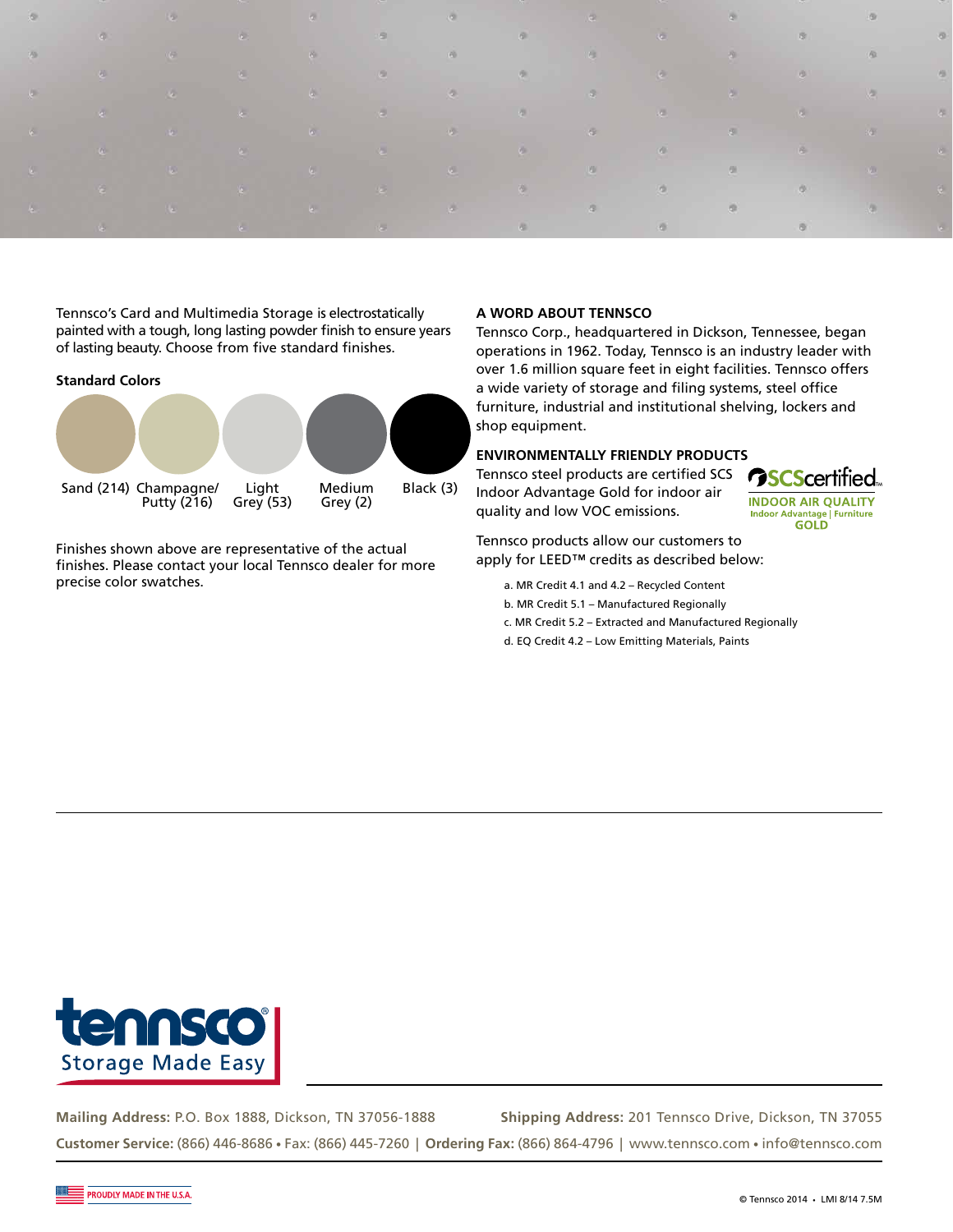Tennsco's Card and Multimedia Storage is electrostatically painted with a tough, long lasting powder finish to ensure years of lasting beauty. Choose from five standard finishes.

**Standard Colors**

Sand (214) Champagne/ Putty (216) Light Grey (53) Medium Grey (2) Black (3)

Finishes shown above are representative of the actual finishes. Please contact your local Tennsco dealer for more precise color swatches.

**A WORD ABOUT TENNSCO**

Tennsco Corp., headquartered in Dickson, Tennessee, began operations in 1962. Today, Tennsco is an industry leader with over 1.6 million square feet in eight facilities. Tennsco offers a wide variety of storage and filing systems, steel office furniture, industrial and institutional shelving, lockers and shop equipment.

**ENVIRONMENTALLY FRIENDLY PRODUCTS**

Tennsco steel products are certified SCS Indoor Advantage Gold for indoor air quality and low VOC emissions.

SCScertified
INDOOR AIR QUALITY
Indoor Advantage | Furniture
GOLD

Tennsco products allow our customers to apply for LEED™ credits as described below:

a. MR Credit 4.1 and 4.2 – Recycled Content
b. MR Credit 5.1 – Manufactured Regionally
c. MR Credit 5.2 – Extracted and Manufactured Regionally
d. EQ Credit 4.2 – Low Emitting Materials, Paints

tennsco®
Storage Made Easy

**Mailing Address:** P.O. Box 1888, Dickson, TN 37056-1888 **Shipping Address:** 201 Tennsco Drive, Dickson, TN 37055

**Customer Service:** (866) 446-8686 • Fax: (866) 445-7260 | **Ordering Fax:** (866) 864-4796 | www.tennsco.com • info@tennsco.com

PROUDLY MADE IN THE U.S.A.

© Tennsco 2014 • LMI 8/14 7.5M